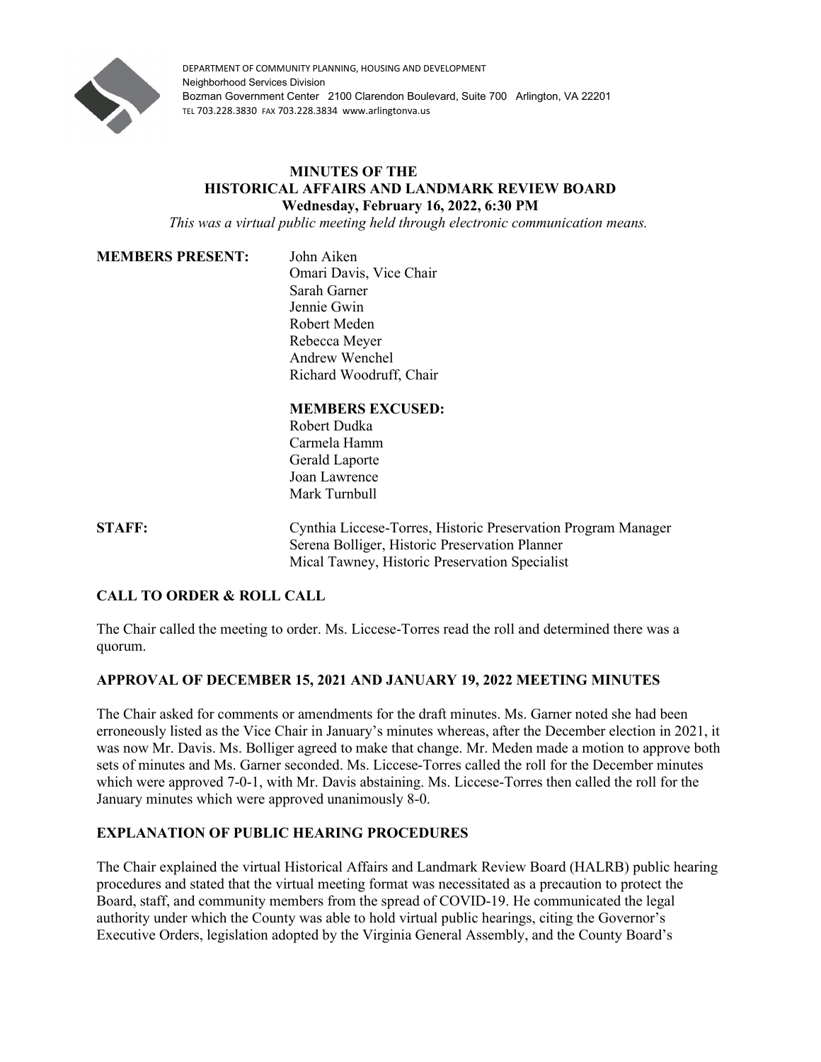DEPARTMENT OF COMMUNITY PLANNING, HOUSING AND DEVELOPMENT
Neighborhood Services Division
Bozman Government Center 2100 Clarendon Boulevard, Suite 700 Arlington, VA 22201
TEL 703.228.3830 FAX 703.228.3834 www.arlingtonva.us

# MINUTES OF THE HISTORICAL AFFAIRS AND LANDMARK REVIEW BOARD

**Wednesday, February 16, 2022, 6:30 PM**

*This was a virtual public meeting held through electronic communication means.*

**MEMBERS PRESENT:**

John Aiken
Omari Davis, Vice Chair
Sarah Garner
Jennie Gwin
Robert Meden
Rebecca Meyer
Andrew Wenchel
Richard Woodruff, Chair

**MEMBERS EXCUSED:**

Robert Dudka
Carmela Hamm
Gerald Laporte
Joan Lawrence
Mark Turnbull

**STAFF:**

Cynthia Liccese-Torres, Historic Preservation Program Manager
Serena Bolliger, Historic Preservation Planner
Mical Tawney, Historic Preservation Specialist

## CALL TO ORDER & ROLL CALL

The Chair called the meeting to order. Ms. Liccese-Torres read the roll and determined there was a quorum.

## APPROVAL OF DECEMBER 15, 2021 AND JANUARY 19, 2022 MEETING MINUTES

The Chair asked for comments or amendments for the draft minutes. Ms. Garner noted she had been erroneously listed as the Vice Chair in January's minutes whereas, after the December election in 2021, it was now Mr. Davis. Ms. Bolliger agreed to make that change. Mr. Meden made a motion to approve both sets of minutes and Ms. Garner seconded. Ms. Liccese-Torres called the roll for the December minutes which were approved 7-0-1, with Mr. Davis abstaining. Ms. Liccese-Torres then called the roll for the January minutes which were approved unanimously 8-0.

## EXPLANATION OF PUBLIC HEARING PROCEDURES

The Chair explained the virtual Historical Affairs and Landmark Review Board (HALRB) public hearing procedures and stated that the virtual meeting format was necessitated as a precaution to protect the Board, staff, and community members from the spread of COVID-19. He communicated the legal authority under which the County was able to hold virtual public hearings, citing the Governor's Executive Orders, legislation adopted by the Virginia General Assembly, and the County Board's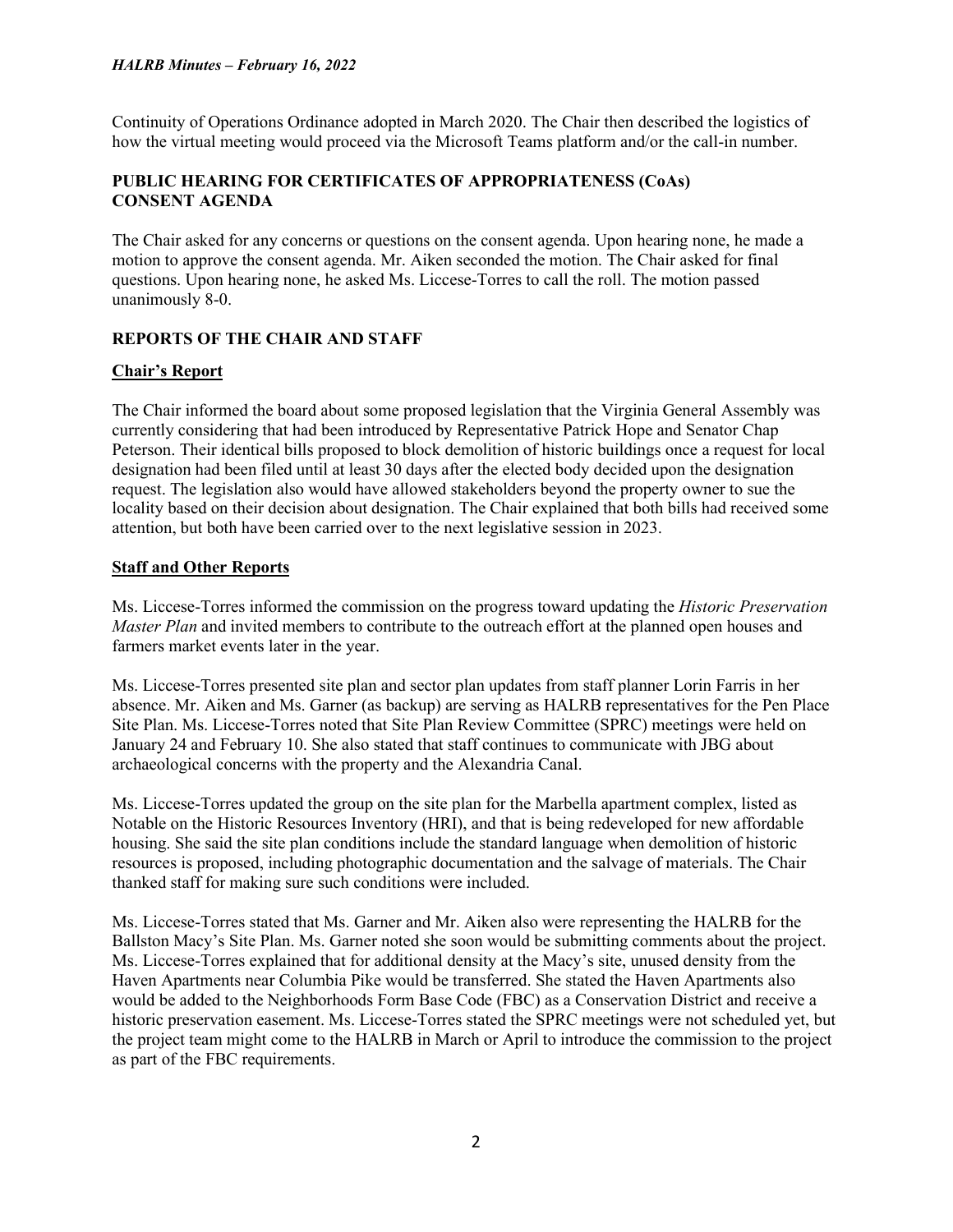Continuity of Operations Ordinance adopted in March 2020. The Chair then described the logistics of how the virtual meeting would proceed via the Microsoft Teams platform and/or the call-in number.

## PUBLIC HEARING FOR CERTIFICATES OF APPROPRIATENESS (CoAs) CONSENT AGENDA

The Chair asked for any concerns or questions on the consent agenda. Upon hearing none, he made a motion to approve the consent agenda. Mr. Aiken seconded the motion. The Chair asked for final questions. Upon hearing none, he asked Ms. Liccese-Torres to call the roll. The motion passed unanimously 8-0.

## REPORTS OF THE CHAIR AND STAFF

### Chair's Report

The Chair informed the board about some proposed legislation that the Virginia General Assembly was currently considering that had been introduced by Representative Patrick Hope and Senator Chap Peterson. Their identical bills proposed to block demolition of historic buildings once a request for local designation had been filed until at least 30 days after the elected body decided upon the designation request. The legislation also would have allowed stakeholders beyond the property owner to sue the locality based on their decision about designation. The Chair explained that both bills had received some attention, but both have been carried over to the next legislative session in 2023.

### Staff and Other Reports

Ms. Liccese-Torres informed the commission on the progress toward updating the *Historic Preservation Master Plan* and invited members to contribute to the outreach effort at the planned open houses and farmers market events later in the year.

Ms. Liccese-Torres presented site plan and sector plan updates from staff planner Lorin Farris in her absence. Mr. Aiken and Ms. Garner (as backup) are serving as HALRB representatives for the Pen Place Site Plan. Ms. Liccese-Torres noted that Site Plan Review Committee (SPRC) meetings were held on January 24 and February 10. She also stated that staff continues to communicate with JBG about archaeological concerns with the property and the Alexandria Canal.

Ms. Liccese-Torres updated the group on the site plan for the Marbella apartment complex, listed as Notable on the Historic Resources Inventory (HRI), and that is being redeveloped for new affordable housing. She said the site plan conditions include the standard language when demolition of historic resources is proposed, including photographic documentation and the salvage of materials. The Chair thanked staff for making sure such conditions were included.

Ms. Liccese-Torres stated that Ms. Garner and Mr. Aiken also were representing the HALRB for the Ballston Macy's Site Plan. Ms. Garner noted she soon would be submitting comments about the project. Ms. Liccese-Torres explained that for additional density at the Macy's site, unused density from the Haven Apartments near Columbia Pike would be transferred. She stated the Haven Apartments also would be added to the Neighborhoods Form Base Code (FBC) as a Conservation District and receive a historic preservation easement. Ms. Liccese-Torres stated the SPRC meetings were not scheduled yet, but the project team might come to the HALRB in March or April to introduce the commission to the project as part of the FBC requirements.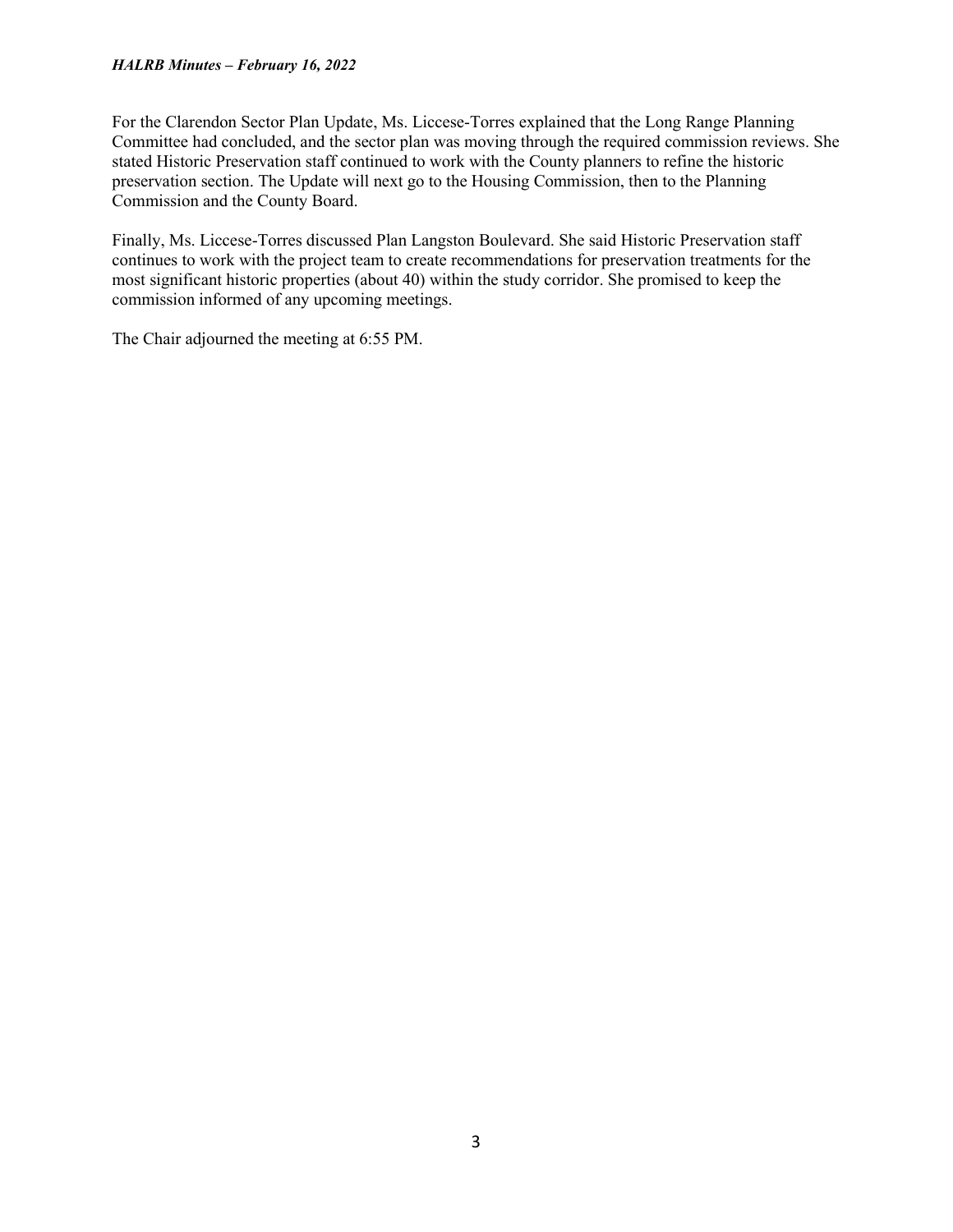For the Clarendon Sector Plan Update, Ms. Liccese-Torres explained that the Long Range Planning Committee had concluded, and the sector plan was moving through the required commission reviews. She stated Historic Preservation staff continued to work with the County planners to refine the historic preservation section. The Update will next go to the Housing Commission, then to the Planning Commission and the County Board.

Finally, Ms. Liccese-Torres discussed Plan Langston Boulevard. She said Historic Preservation staff continues to work with the project team to create recommendations for preservation treatments for the most significant historic properties (about 40) within the study corridor. She promised to keep the commission informed of any upcoming meetings.

The Chair adjourned the meeting at 6:55 PM.